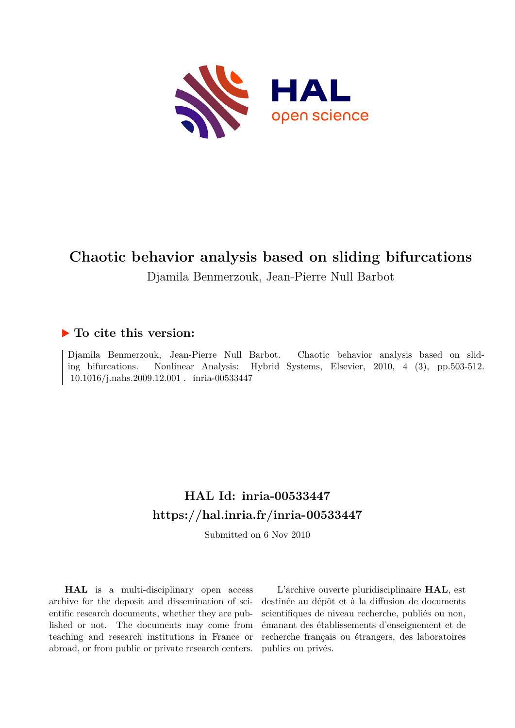# Chaotic behavior analysis based on sliding bifurcations

Djamila Benmerzouk, Jean-Pierre Null Barbot

## ▶ To cite this version:

Djamila Benmerzouk, Jean-Pierre Null Barbot. Chaotic behavior analysis based on sliding bifurcations. Nonlinear Analysis: Hybrid Systems, Elsevier, 2010, 4 (3), pp.503-512. 10.1016/j.nahs.2009.12.001 . inria-00533447

## HAL Id: inria-00533447

## https://hal.inria.fr/inria-00533447

Submitted on 6 Nov 2010

**HAL** is a multi-disciplinary open access archive for the deposit and dissemination of scientific research documents, whether they are published or not. The documents may come from teaching and research institutions in France or abroad, or from public or private research centers.

L'archive ouverte pluridisciplinaire **HAL**, est destinée au dépôt et à la diffusion de documents scientifiques de niveau recherche, publiés ou non, émanant des établissements d'enseignement et de recherche français ou étrangers, des laboratoires publics ou privés.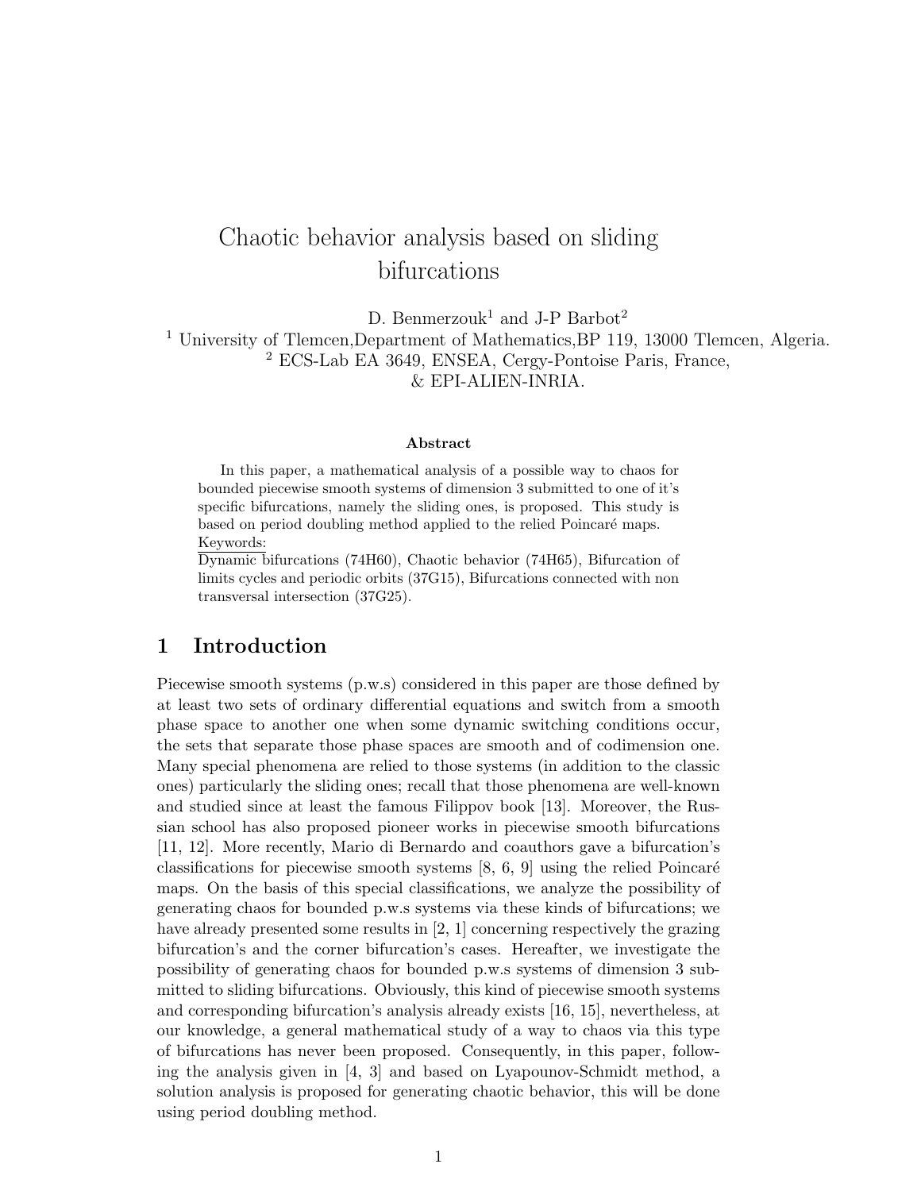# Chaotic behavior analysis based on sliding bifurcations

D. Benmerzouk[1] and J-P Barbot[2]

[1] University of Tlemcen,Department of Mathematics,BP 119, 13000 Tlemcen, Algeria.
[2] ECS-Lab EA 3649, ENSEA, Cergy-Pontoise Paris, France, & EPI-ALIEN-INRIA.

**Abstract**

In this paper, a mathematical analysis of a possible way to chaos for bounded piecewise smooth systems of dimension 3 submitted to one of it's specific bifurcations, namely the sliding ones, is proposed. This study is based on period doubling method applied to the relied Poincaré maps.

Keywords:
Dynamic bifurcations (74H60), Chaotic behavior (74H65), Bifurcation of limits cycles and periodic orbits (37G15), Bifurcations connected with non transversal intersection (37G25).

## 1 Introduction

Piecewise smooth systems (p.w.s) considered in this paper are those defined by at least two sets of ordinary differential equations and switch from a smooth phase space to another one when some dynamic switching conditions occur, the sets that separate those phase spaces are smooth and of codimension one. Many special phenomena are relied to those systems (in addition to the classic ones) particularly the sliding ones; recall that those phenomena are well-known and studied since at least the famous Filippov book [13]. Moreover, the Russian school has also proposed pioneer works in piecewise smooth bifurcations [11, 12]. More recently, Mario di Bernardo and coauthors gave a bifurcation's classifications for piecewise smooth systems [8, 6, 9] using the relied Poincaré maps. On the basis of this special classifications, we analyze the possibility of generating chaos for bounded p.w.s systems via these kinds of bifurcations; we have already presented some results in [2, 1] concerning respectively the grazing bifurcation's and the corner bifurcation's cases. Hereafter, we investigate the possibility of generating chaos for bounded p.w.s systems of dimension 3 submitted to sliding bifurcations. Obviously, this kind of piecewise smooth systems and corresponding bifurcation's analysis already exists [16, 15], nevertheless, at our knowledge, a general mathematical study of a way to chaos via this type of bifurcations has never been proposed. Consequently, in this paper, following the analysis given in [4, 3] and based on Lyapounov-Schmidt method, a solution analysis is proposed for generating chaotic behavior, this will be done using period doubling method.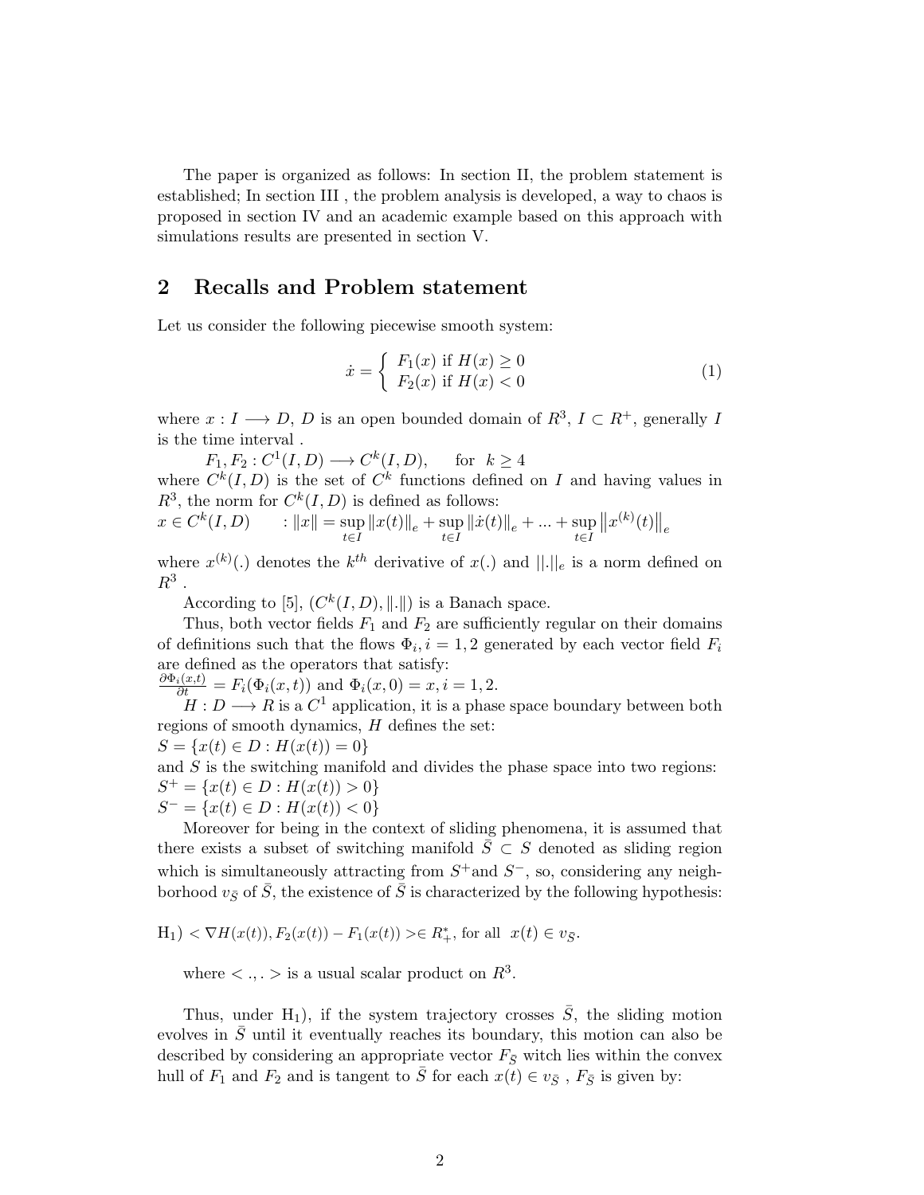The paper is organized as follows: In section II, the problem statement is established; In section III , the problem analysis is developed, a way to chaos is proposed in section IV and an academic example based on this approach with simulations results are presented in section V.

## 2 Recalls and Problem statement

Let us consider the following piecewise smooth system:

$$\dot{x} = \begin{cases} F_1(x) \text{ if } H(x) \geq 0 \\ F_2(x) \text{ if } H(x) < 0 \end{cases} \tag{1}$$

where $x : I \longrightarrow D$, $D$ is an open bounded domain of $R^3$, $I \subset R^+$, generally $I$ is the time interval .

$F_1, F_2 : C^1(I, D) \longrightarrow C^k(I, D), \quad$ for $k \geq 4$

where $C^k(I, D)$ is the set of $C^k$ functions defined on $I$ and having values in $R^3$, the norm for $C^k(I, D)$ is defined as follows:

$x \in C^k(I, D) \quad : \|x\| = \sup_{t \in I} \|x(t)\|_e + \sup_{t \in I} \|\dot{x}(t)\|_e + ... + \sup_{t \in I} \left\|x^{(k)}(t)\right\|_e$

where $x^{(k)}(.)$ denotes the $k^{th}$ derivative of $x(.)$ and $||.||_e$ is a norm defined on $R^3$ .

According to [5], $(C^k(I, D), \|.\|)$ is a Banach space.

Thus, both vector fields $F_1$ and $F_2$ are sufficiently regular on their domains of definitions such that the flows $\Phi_i, i = 1, 2$ generated by each vector field $F_i$ are defined as the operators that satisfy:

$\frac{\partial \Phi_i(x,t)}{\partial t} = F_i(\Phi_i(x, t))$ and $\Phi_i(x, 0) = x, i = 1, 2.$

$H : D \longrightarrow R$ is a $C^1$ application, it is a phase space boundary between both regions of smooth dynamics, $H$ defines the set:

$S = \{x(t) \in D : H(x(t)) = 0\}$

and $S$ is the switching manifold and divides the phase space into two regions:

$S^+ = \{x(t) \in D : H(x(t)) > 0\}$

$S^- = \{x(t) \in D : H(x(t)) < 0\}$

Moreover for being in the context of sliding phenomena, it is assumed that there exists a subset of switching manifold $\bar{S} \subset S$ denoted as sliding region which is simultaneously attracting from $S^+$and $S^-$, so, considering any neighborhood $v_{\bar{S}}$ of $\bar{S}$, the existence of $\bar{S}$ is characterized by the following hypothesis:

H$_1$) $< \nabla H(x(t)), F_2(x(t)) - F_1(x(t)) > \in R_+^*$, for all $x(t) \in v_{\bar{S}}$.

where $< ., . >$ is a usual scalar product on $R^3$.

Thus, under H$_1$), if the system trajectory crosses $\bar{S}$, the sliding motion evolves in $\bar{S}$ until it eventually reaches its boundary, this motion can also be described by considering an appropriate vector $F_{\bar{S}}$ witch lies within the convex hull of $F_1$ and $F_2$ and is tangent to $\bar{S}$ for each $x(t) \in v_{\bar{S}}$ , $F_{\bar{S}}$ is given by: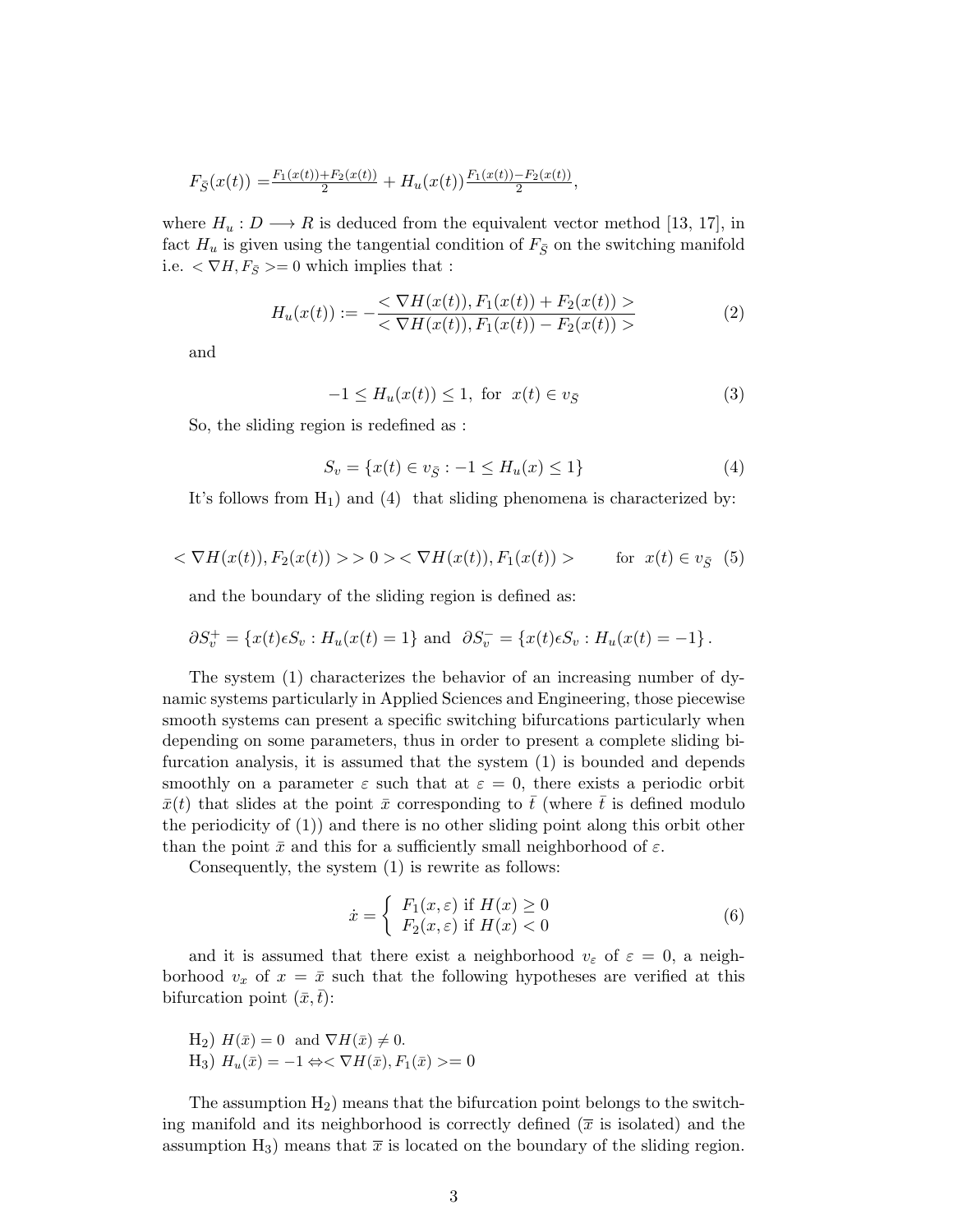$F_{\bar{S}}(x(t)) = \frac{F_1(x(t))+F_2(x(t))}{2} + H_u(x(t))\frac{F_1(x(t))-F_2(x(t))}{2}$,

where $H_u : D \longrightarrow R$ is deduced from the equivalent vector method [13, 17], in fact $H_u$ is given using the tangential condition of $F_{\bar{S}}$ on the switching manifold i.e. $< \nabla H, F_{\bar{S}} >= 0$ which implies that :

$$H_u(x(t)) := -\frac{< \nabla H(x(t)), F_1(x(t)) + F_2(x(t)) >}{< \nabla H(x(t)), F_1(x(t)) - F_2(x(t)) >} \tag{2}$$

and

$$-1 \leq H_u(x(t)) \leq 1, \text{ for } \ x(t) \in v_{\bar{S}} \tag{3}$$

So, the sliding region is redefined as :

$$S_v = \{x(t) \in v_{\bar{S}} : -1 \leq H_u(x) \leq 1\} \tag{4}$$

It's follows from H$_1$) and (4) that sliding phenomena is characterized by:

$$< \nabla H(x(t)), F_2(x(t)) >> 0 >< \nabla H(x(t)), F_1(x(t)) > \qquad \text{for } \ x(t) \in v_{\bar{S}} \tag{5}$$

and the boundary of the sliding region is defined as:

$\partial S_v^+ = \{x(t)\epsilon S_v : H_u(x(t) = 1\}$ and $\partial S_v^- = \{x(t)\epsilon S_v : H_u(x(t) = -1\}$.

The system (1) characterizes the behavior of an increasing number of dynamic systems particularly in Applied Sciences and Engineering, those piecewise smooth systems can present a specific switching bifurcations particularly when depending on some parameters, thus in order to present a complete sliding bifurcation analysis, it is assumed that the system (1) is bounded and depends smoothly on a parameter $\varepsilon$ such that at $\varepsilon = 0$, there exists a periodic orbit $\bar{x}(t)$ that slides at the point $\bar{x}$ corresponding to $\bar{t}$ (where $\bar{t}$ is defined modulo the periodicity of (1)) and there is no other sliding point along this orbit other than the point $\bar{x}$ and this for a sufficiently small neighborhood of $\varepsilon$.

Consequently, the system (1) is rewrite as follows:

$$\dot{x} = \begin{cases} F_1(x, \varepsilon) \text{ if } H(x) \geq 0 \\ F_2(x, \varepsilon) \text{ if } H(x) < 0 \end{cases} \tag{6}$$

and it is assumed that there exist a neighborhood $v_\varepsilon$ of $\varepsilon = 0$, a neighborhood $v_x$ of $x = \bar{x}$ such that the following hypotheses are verified at this bifurcation point $(\bar{x}, \bar{t})$:

H$_2$) $H(\bar{x}) = 0$ and $\nabla H(\bar{x}) \neq 0$.
H$_3$) $H_u(\bar{x}) = -1 \Leftrightarrow < \nabla H(\bar{x}), F_1(\bar{x}) >= 0$

The assumption H$_2$) means that the bifurcation point belongs to the switching manifold and its neighborhood is correctly defined ($\overline{x}$ is isolated) and the assumption H$_3$) means that $\overline{x}$ is located on the boundary of the sliding region.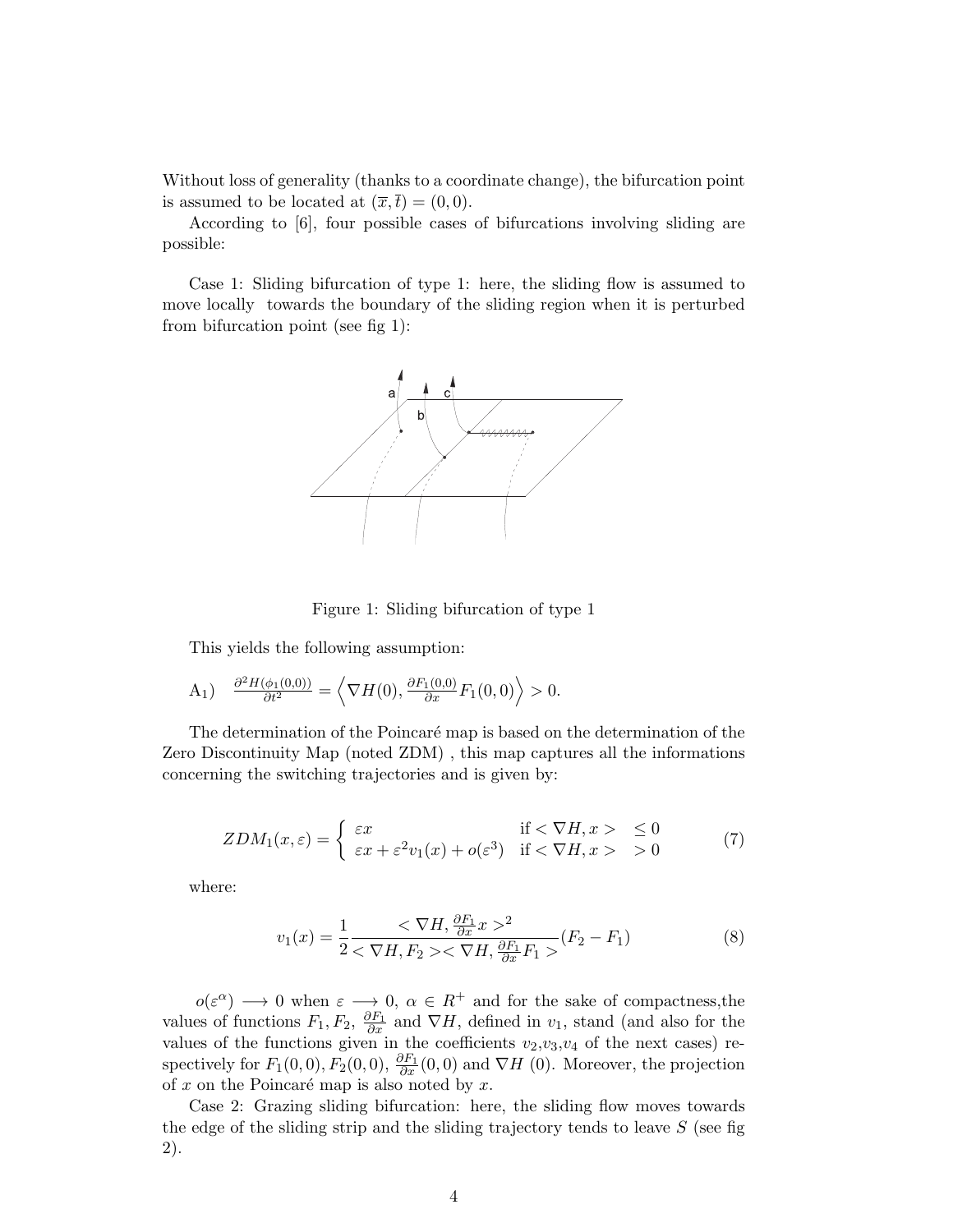Without loss of generality (thanks to a coordinate change), the bifurcation point is assumed to be located at $(\overline{x}, \overline{t}) = (0, 0)$.

According to [6], four possible cases of bifurcations involving sliding are possible:

Case 1: Sliding bifurcation of type 1: here, the sliding flow is assumed to move locally towards the boundary of the sliding region when it is perturbed from bifurcation point (see fig 1):

Figure 1: Sliding bifurcation of type 1

This yields the following assumption:

A$_1$) $\frac{\partial^2 H(\phi_1(0,0))}{\partial t^2} = \left\langle \nabla H(0), \frac{\partial F_1(0,0)}{\partial x} F_1(0,0) \right\rangle > 0.$

The determination of the Poincaré map is based on the determination of the Zero Discontinuity Map (noted ZDM) , this map captures all the informations concerning the switching trajectories and is given by:

$$ZDM_1(x, \varepsilon) = \begin{cases} \varepsilon x & \text{if} < \nabla H, x > \quad \leq 0 \\ \varepsilon x + \varepsilon^2 v_1(x) + o(\varepsilon^3) & \text{if} < \nabla H, x > \quad > 0 \end{cases} \tag{7}$$

where:

$$v_1(x) = \frac{1}{2} \frac{< \nabla H, \frac{\partial F_1}{\partial x} x >^2}{< \nabla H, F_2 >< \nabla H, \frac{\partial F_1}{\partial x} F_1 >} (F_2 - F_1) \tag{8}$$

$o(\varepsilon^\alpha) \longrightarrow 0$ when $\varepsilon \longrightarrow 0$, $\alpha \in R^+$ and for the sake of compactness,the values of functions $F_1, F_2$, $\frac{\partial F_1}{\partial x}$ and $\nabla H$, defined in $v_1$, stand (and also for the values of the functions given in the coefficients $v_2$,$v_3$,$v_4$ of the next cases) respectively for $F_1(0, 0), F_2(0, 0)$, $\frac{\partial F_1}{\partial x}(0, 0)$ and $\nabla H$ (0). Moreover, the projection of $x$ on the Poincaré map is also noted by $x$.

Case 2: Grazing sliding bifurcation: here, the sliding flow moves towards the edge of the sliding strip and the sliding trajectory tends to leave $S$ (see fig 2).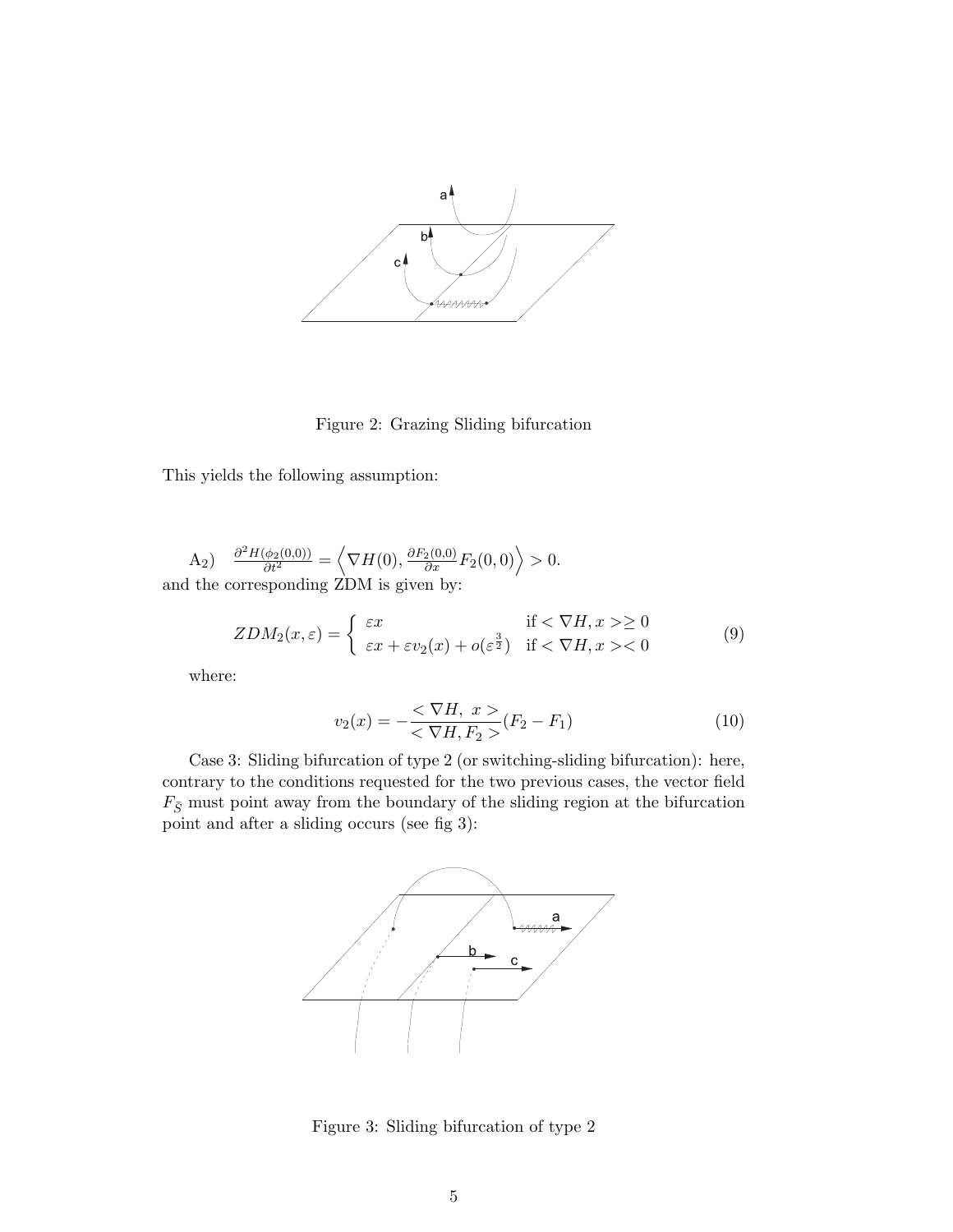Figure 2: Grazing Sliding bifurcation

This yields the following assumption:

A$_2$) $\frac{\partial^2 H(\phi_2(0,0))}{\partial t^2} = \left\langle \nabla H(0), \frac{\partial F_2(0,0)}{\partial x} F_2(0,0) \right\rangle > 0.$
and the corresponding ZDM is given by:

$$ZDM_2(x,\varepsilon) = \begin{cases} \varepsilon x & \text{if } < \nabla H, x > \geq 0 \\ \varepsilon x + \varepsilon v_2(x) + o(\varepsilon^{\frac{3}{2}}) & \text{if } < \nabla H, x >< 0 \end{cases} \tag{9}$$

where:

$$v_2(x) = -\frac{< \nabla H,\ x >}{< \nabla H, F_2 >}(F_2 - F_1) \tag{10}$$

Case 3: Sliding bifurcation of type 2 (or switching-sliding bifurcation): here, contrary to the conditions requested for the two previous cases, the vector field $F_{\bar{S}}$ must point away from the boundary of the sliding region at the bifurcation point and after a sliding occurs (see fig 3):

Figure 3: Sliding bifurcation of type 2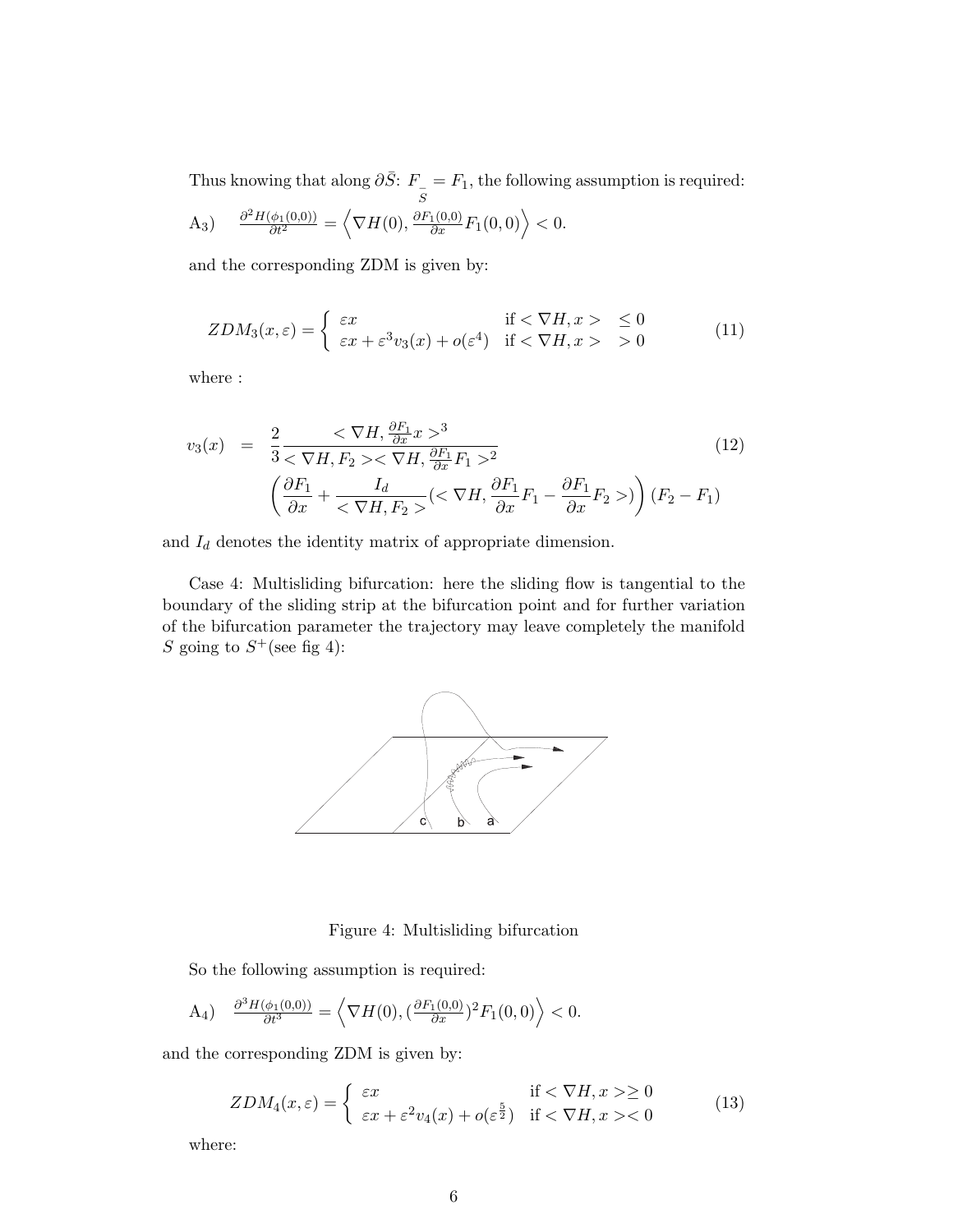Thus knowing that along $\partial\bar{S}$: $F_{\bar{S}} = F_1$, the following assumption is required:

A$_3$) $\quad \frac{\partial^2 H(\phi_1(0,0))}{\partial t^2} = \left\langle \nabla H(0), \frac{\partial F_1(0,0)}{\partial x} F_1(0,0) \right\rangle < 0.$

and the corresponding ZDM is given by:

$$
ZDM_3(x,\varepsilon) = \begin{cases} \varepsilon x & \text{if } < \nabla H, x > \ \leq 0 \\ \varepsilon x + \varepsilon^3 v_3(x) + o(\varepsilon^4) & \text{if } < \nabla H, x > \ > 0 \end{cases} \tag{11}
$$

where :

$$
\begin{aligned}
v_3(x) &= \frac{2}{3} \frac{< \nabla H, \frac{\partial F_1}{\partial x} x >^3}{< \nabla H, F_2 >< \nabla H, \frac{\partial F_1}{\partial x} F_1 >^2} \\
&\quad \left( \frac{\partial F_1}{\partial x} + \frac{I_d}{< \nabla H, F_2 >} (< \nabla H, \frac{\partial F_1}{\partial x} F_1 - \frac{\partial F_1}{\partial x} F_2 >) \right) (F_2 - F_1)
\end{aligned} \tag{12}
$$

and $I_d$ denotes the identity matrix of appropriate dimension.

Case 4: Multisliding bifurcation: here the sliding flow is tangential to the boundary of the sliding strip at the bifurcation point and for further variation of the bifurcation parameter the trajectory may leave completely the manifold $S$ going to $S^+$(see fig 4):

Figure 4: Multisliding bifurcation

So the following assumption is required:

A$_4$) $\quad \frac{\partial^3 H(\phi_1(0,0))}{\partial t^3} = \left\langle \nabla H(0), (\frac{\partial F_1(0,0)}{\partial x})^2 F_1(0,0) \right\rangle < 0.$

and the corresponding ZDM is given by:

$$
ZDM_4(x,\varepsilon) = \begin{cases} \varepsilon x & \text{if } < \nabla H, x > \geq 0 \\ \varepsilon x + \varepsilon^2 v_4(x) + o(\varepsilon^{\frac{5}{2}}) & \text{if } < \nabla H, x > < 0 \end{cases} \tag{13}
$$

where: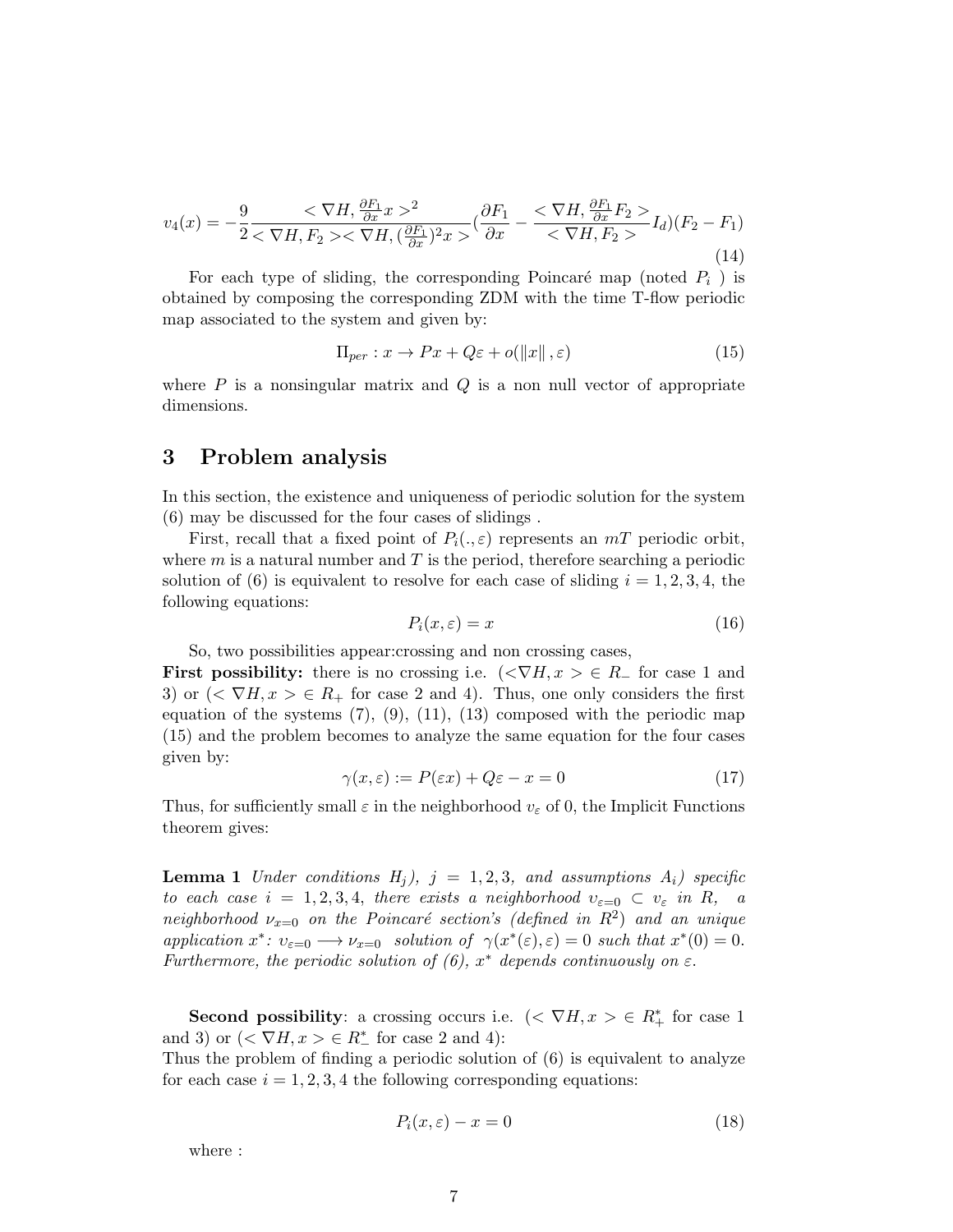$$v_4(x) = -\frac{9}{2}\frac{<\nabla H, \frac{\partial F_1}{\partial x}x>^2}{<\nabla H, F_2><\nabla H, (\frac{\partial F_1}{\partial x})^2 x>}(\frac{\partial F_1}{\partial x} - \frac{<\nabla H, \frac{\partial F_1}{\partial x}F_2>}{<\nabla H, F_2>}I_d)(F_2 - F_1) \tag{14}$$

For each type of sliding, the corresponding Poincaré map (noted $P_i$ ) is obtained by composing the corresponding ZDM with the time T-flow periodic map associated to the system and given by:

$$\Pi_{per} : x \rightarrow Px + Q\varepsilon + o(\|x\|, \varepsilon) \tag{15}$$

where $P$ is a nonsingular matrix and $Q$ is a non null vector of appropriate dimensions.

## 3 Problem analysis

In this section, the existence and uniqueness of periodic solution for the system (6) may be discussed for the four cases of slidings .

First, recall that a fixed point of $P_i(.,\varepsilon)$ represents an $mT$ periodic orbit, where $m$ is a natural number and $T$ is the period, therefore searching a periodic solution of (6) is equivalent to resolve for each case of sliding $i = 1,2,3,4$, the following equations:

$$P_i(x,\varepsilon) = x \tag{16}$$

So, two possibilities appear:crossing and non crossing cases,
**First possibility:** there is no crossing i.e. ($<\nabla H, x> \in R_-$ for case 1 and 3) or ($<\nabla H, x> \in R_+$ for case 2 and 4). Thus, one only considers the first equation of the systems (7), (9), (11), (13) composed with the periodic map (15) and the problem becomes to analyze the same equation for the four cases given by:

$$\gamma(x,\varepsilon) := P(\varepsilon x) + Q\varepsilon - x = 0 \tag{17}$$

Thus, for sufficiently small $\varepsilon$ in the neighborhood $v_\varepsilon$ of 0, the Implicit Functions theorem gives:

**Lemma 1** *Under conditions $H_j$), $j = 1,2,3$, and assumptions $A_i$) specific to each case $i = 1,2,3,4$, there exists a neighborhood $\upsilon_{\varepsilon=0} \subset v_\varepsilon$ in $R$, a neighborhood $\nu_{x=0}$ on the Poincaré section's (defined in $R^2$) and an unique application $x^*$: $\upsilon_{\varepsilon=0} \longrightarrow \nu_{x=0}$ solution of $\gamma(x^*(\varepsilon),\varepsilon) = 0$ such that $x^*(0) = 0$. Furthermore, the periodic solution of (6), $x^*$ depends continuously on $\varepsilon$.*

**Second possibility**: a crossing occurs i.e. ($<\nabla H, x> \in R_+^*$ for case 1 and 3) or ($<\nabla H, x> \in R_-^*$ for case 2 and 4):
Thus the problem of finding a periodic solution of (6) is equivalent to analyze for each case $i = 1,2,3,4$ the following corresponding equations:

$$P_i(x,\varepsilon) - x = 0 \tag{18}$$

where :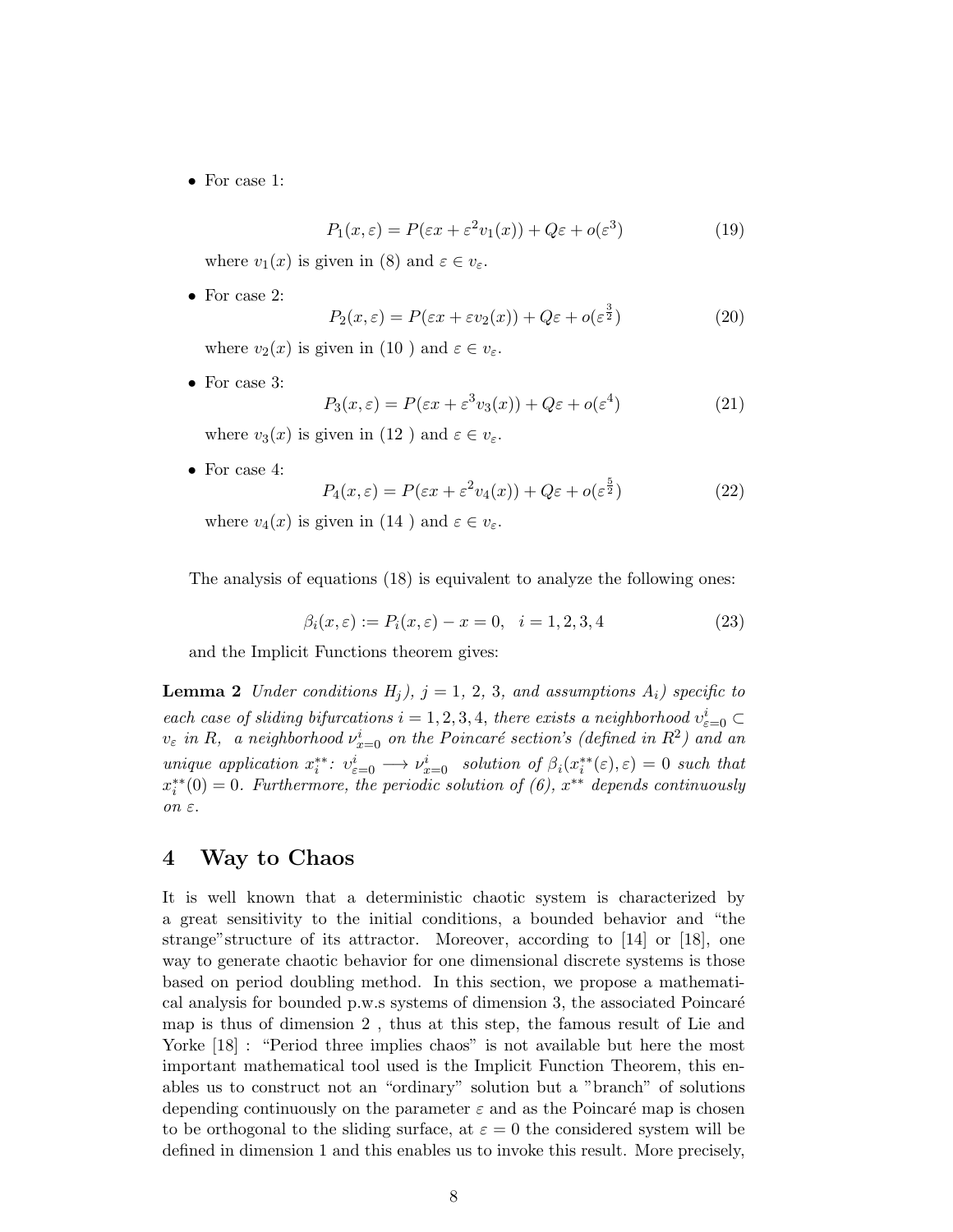- For case 1:

$$P_1(x,\varepsilon) = P(\varepsilon x + \varepsilon^2 v_1(x)) + Q\varepsilon + o(\varepsilon^3) \tag{19}$$

where $v_1(x)$ is given in (8) and $\varepsilon \in v_\varepsilon$.

- For case 2:

$$P_2(x,\varepsilon) = P(\varepsilon x + \varepsilon v_2(x)) + Q\varepsilon + o(\varepsilon^{\frac{3}{2}}) \tag{20}$$

where $v_2(x)$ is given in (10 ) and $\varepsilon \in v_\varepsilon$.

- For case 3:

$$P_3(x,\varepsilon) = P(\varepsilon x + \varepsilon^3 v_3(x)) + Q\varepsilon + o(\varepsilon^4) \tag{21}$$

where $v_3(x)$ is given in (12 ) and $\varepsilon \in v_\varepsilon$.

- For case 4:

$$P_4(x,\varepsilon) = P(\varepsilon x + \varepsilon^2 v_4(x)) + Q\varepsilon + o(\varepsilon^{\frac{5}{2}}) \tag{22}$$

where $v_4(x)$ is given in (14 ) and $\varepsilon \in v_\varepsilon$.

The analysis of equations (18) is equivalent to analyze the following ones:

$$\beta_i(x,\varepsilon) := P_i(x,\varepsilon) - x = 0, \quad i = 1, 2, 3, 4 \tag{23}$$

and the Implicit Functions theorem gives:

**Lemma 2** *Under conditions $H_j$), $j = 1,\ 2,\ 3$, and assumptions $A_i$) specific to each case of sliding bifurcations $i = 1, 2, 3, 4$, there exists a neighborhood $\upsilon^i_{\varepsilon=0} \subset v_\varepsilon$ in $R$, a neighborhood $\nu^i_{x=0}$ on the Poincaré section's (defined in $R^2$) and an unique application $x^{**}_i$: $\upsilon^i_{\varepsilon=0} \longrightarrow \nu^i_{x=0}$ solution of $\beta_i(x^{**}_i(\varepsilon),\varepsilon) = 0$ such that $x^{**}_i(0) = 0$. Furthermore, the periodic solution of (6), $x^{**}$ depends continuously on $\varepsilon$.*

## 4 Way to Chaos

It is well known that a deterministic chaotic system is characterized by a great sensitivity to the initial conditions, a bounded behavior and "the strange"structure of its attractor. Moreover, according to [14] or [18], one way to generate chaotic behavior for one dimensional discrete systems is those based on period doubling method. In this section, we propose a mathematical analysis for bounded p.w.s systems of dimension 3, the associated Poincaré map is thus of dimension 2 , thus at this step, the famous result of Lie and Yorke [18] : "Period three implies chaos" is not available but here the most important mathematical tool used is the Implicit Function Theorem, this enables us to construct not an "ordinary" solution but a "branch" of solutions depending continuously on the parameter $\varepsilon$ and as the Poincaré map is chosen to be orthogonal to the sliding surface, at $\varepsilon = 0$ the considered system will be defined in dimension 1 and this enables us to invoke this result. More precisely,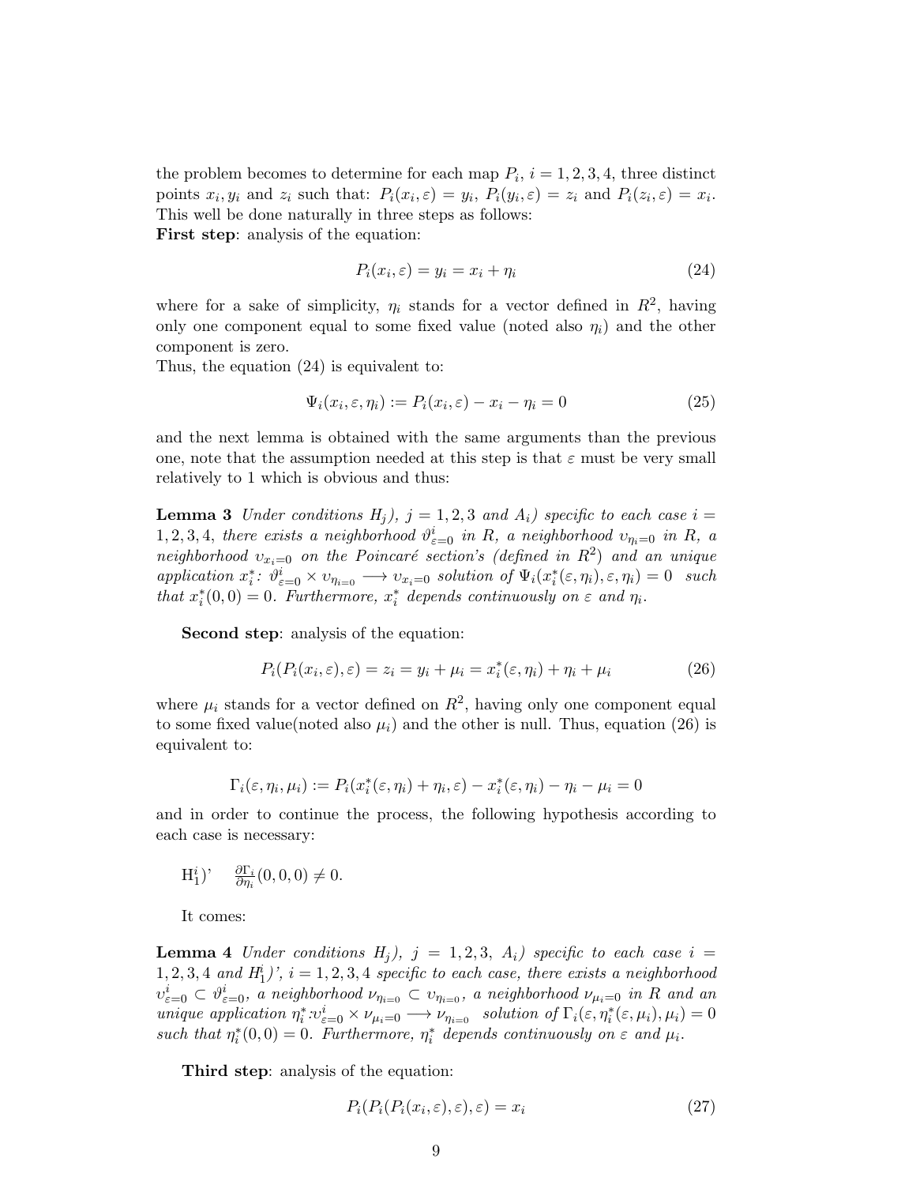the problem becomes to determine for each map $P_i$, $i = 1, 2, 3, 4$, three distinct points $x_i, y_i$ and $z_i$ such that: $P_i(x_i, \varepsilon) = y_i$, $P_i(y_i, \varepsilon) = z_i$ and $P_i(z_i, \varepsilon) = x_i$. This well be done naturally in three steps as follows:

**First step**: analysis of the equation:

$$P_i(x_i, \varepsilon) = y_i = x_i + \eta_i \tag{24}$$

where for a sake of simplicity, $\eta_i$ stands for a vector defined in $R^2$, having only one component equal to some fixed value (noted also $\eta_i$) and the other component is zero.

Thus, the equation (24) is equivalent to:

$$\Psi_i(x_i, \varepsilon, \eta_i) := P_i(x_i, \varepsilon) - x_i - \eta_i = 0 \tag{25}$$

and the next lemma is obtained with the same arguments than the previous one, note that the assumption needed at this step is that $\varepsilon$ must be very small relatively to 1 which is obvious and thus:

**Lemma 3** *Under conditions $H_j$), $j = 1, 2, 3$ and $A_i$) specific to each case $i = 1, 2, 3, 4$, there exists a neighborhood $\vartheta^i_{\varepsilon=0}$ in $R$, a neighborhood $\upsilon_{\eta_i=0}$ in $R$, a neighborhood $\upsilon_{x_i=0}$ on the Poincaré section's (defined in $R^2$) and an unique application $x^*_i$: $\vartheta^i_{\varepsilon=0} \times \upsilon_{\eta_i=0} \longrightarrow \upsilon_{x_i=0}$ solution of $\Psi_i(x^*_i(\varepsilon, \eta_i), \varepsilon, \eta_i) = 0$ such that $x^*_i(0, 0) = 0$. Furthermore, $x^*_i$ depends continuously on $\varepsilon$ and $\eta_i$.*

**Second step**: analysis of the equation:

$$P_i(P_i(x_i, \varepsilon), \varepsilon) = z_i = y_i + \mu_i = x^*_i(\varepsilon, \eta_i) + \eta_i + \mu_i \tag{26}$$

where $\mu_i$ stands for a vector defined on $R^2$, having only one component equal to some fixed value(noted also $\mu_i$) and the other is null. Thus, equation (26) is equivalent to:

$$\Gamma_i(\varepsilon, \eta_i, \mu_i) := P_i(x^*_i(\varepsilon, \eta_i) + \eta_i, \varepsilon) - x^*_i(\varepsilon, \eta_i) - \eta_i - \mu_i = 0$$

and in order to continue the process, the following hypothesis according to each case is necessary:

$\mathrm{H}^i_1$)' $\quad \frac{\partial \Gamma_i}{\partial \eta_i}(0, 0, 0) \neq 0$.

It comes:

**Lemma 4** *Under conditions $H_j$), $j = 1, 2, 3$, $A_i$) specific to each case $i = 1, 2, 3, 4$ and $H^i_1$)', $i = 1, 2, 3, 4$ specific to each case, there exists a neighborhood $\upsilon^i_{\varepsilon=0} \subset \vartheta^i_{\varepsilon=0}$, a neighborhood $\nu_{\eta_i=0} \subset \upsilon_{\eta_i=0}$, a neighborhood $\nu_{\mu_i=0}$ in $R$ and an unique application $\eta^*_i$ :$\upsilon^i_{\varepsilon=0} \times \nu_{\mu_i=0} \longrightarrow \nu_{\eta_i=0}$ solution of $\Gamma_i(\varepsilon, \eta^*_i(\varepsilon, \mu_i), \mu_i) = 0$ such that $\eta^*_i(0, 0) = 0$. Furthermore, $\eta^*_i$ depends continuously on $\varepsilon$ and $\mu_i$.*

**Third step**: analysis of the equation:

$$P_i(P_i(P_i(x_i, \varepsilon), \varepsilon), \varepsilon) = x_i \tag{27}$$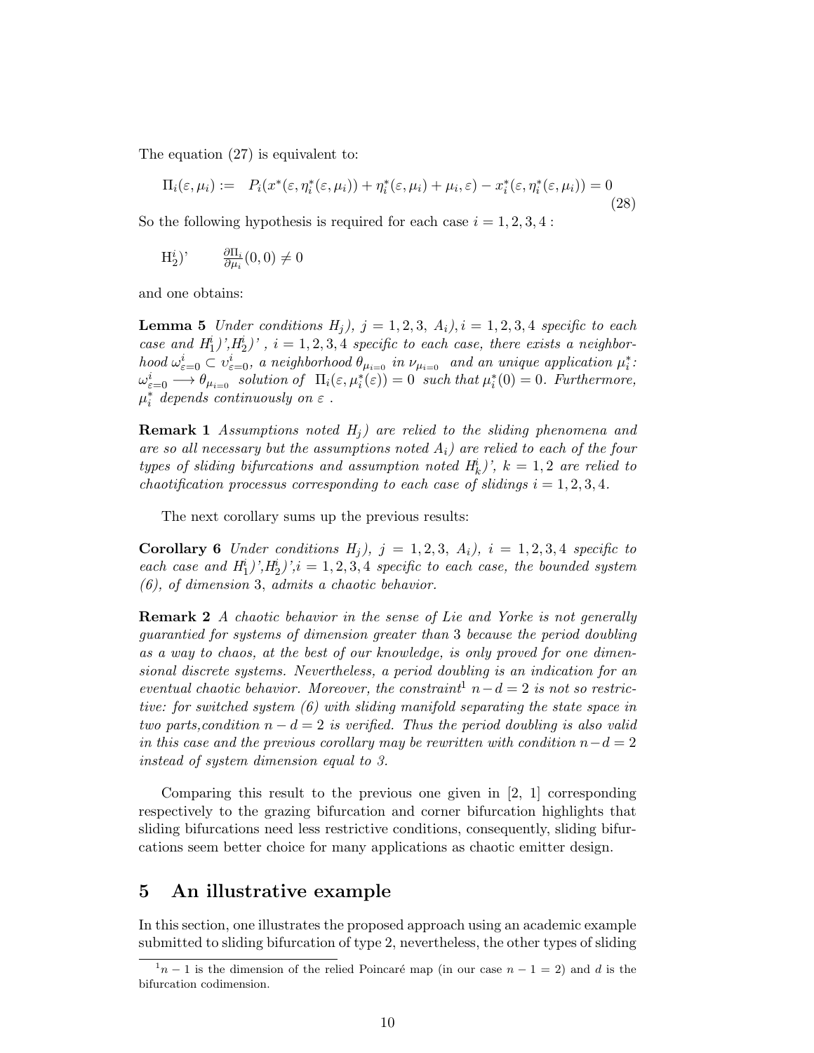The equation (27) is equivalent to:

$$\Pi_i(\varepsilon, \mu_i) := \quad P_i(x^*(\varepsilon, \eta_i^*(\varepsilon, \mu_i)) + \eta_i^*(\varepsilon, \mu_i) + \mu_i, \varepsilon) - x_i^*(\varepsilon, \eta_i^*(\varepsilon, \mu_i)) = 0 \tag{28}$$

So the following hypothesis is required for each case $i = 1, 2, 3, 4$ :

$\mathrm{H}_2^i$)' $\quad \frac{\partial \Pi_i}{\partial \mu_i}(0, 0) \neq 0$

and one obtains:

**Lemma 5** *Under conditions $H_j$), $j = 1, 2, 3$, $A_i$), $i = 1, 2, 3, 4$ specific to each case and $H_1^i$)',$H_2^i$)' , $i = 1, 2, 3, 4$ specific to each case, there exists a neighborhood $\omega_{\varepsilon=0}^i \subset \upsilon_{\varepsilon=0}^i$, a neighborhood $\theta_{\mu_{i=0}}$ in $\nu_{\mu_{i=0}}$ and an unique application $\mu_i^*$: $\omega_{\varepsilon=0}^i \longrightarrow \theta_{\mu_{i=0}}$ solution of $\Pi_i(\varepsilon, \mu_i^*(\varepsilon)) = 0$ such that $\mu_i^*(0) = 0$. Furthermore, $\mu_i^*$ depends continuously on $\varepsilon$ .*

**Remark 1** *Assumptions noted $H_j$) are relied to the sliding phenomena and are so all necessary but the assumptions noted $A_i$) are relied to each of the four types of sliding bifurcations and assumption noted $H_k^i$)', $k = 1, 2$ are relied to chaotification processus corresponding to each case of slidings $i = 1, 2, 3, 4$.*

The next corollary sums up the previous results:

**Corollary 6** *Under conditions $H_j$), $j = 1, 2, 3$, $A_i$), $i = 1, 2, 3, 4$ specific to each case and $H_1^i$)',$H_2^i$)',$i = 1, 2, 3, 4$ specific to each case, the bounded system (6), of dimension 3, admits a chaotic behavior.*

**Remark 2** *A chaotic behavior in the sense of Lie and Yorke is not generally guarantied for systems of dimension greater than 3 because the period doubling as a way to chaos, at the best of our knowledge, is only proved for one dimensional discrete systems. Nevertheless, a period doubling is an indication for an eventual chaotic behavior. Moreover, the constraint[1] $n - d = 2$ is not so restrictive: for switched system (6) with sliding manifold separating the state space in two parts,condition $n - d = 2$ is verified. Thus the period doubling is also valid in this case and the previous corollary may be rewritten with condition $n - d = 2$ instead of system dimension equal to 3.*

Comparing this result to the previous one given in [2, 1] corresponding respectively to the grazing bifurcation and corner bifurcation highlights that sliding bifurcations need less restrictive conditions, consequently, sliding bifurcations seem better choice for many applications as chaotic emitter design.

## 5 An illustrative example

In this section, one illustrates the proposed approach using an academic example submitted to sliding bifurcation of type 2, nevertheless, the other types of sliding

---

[1] $n - 1$ is the dimension of the relied Poincaré map (in our case $n - 1 = 2$) and $d$ is the bifurcation codimension.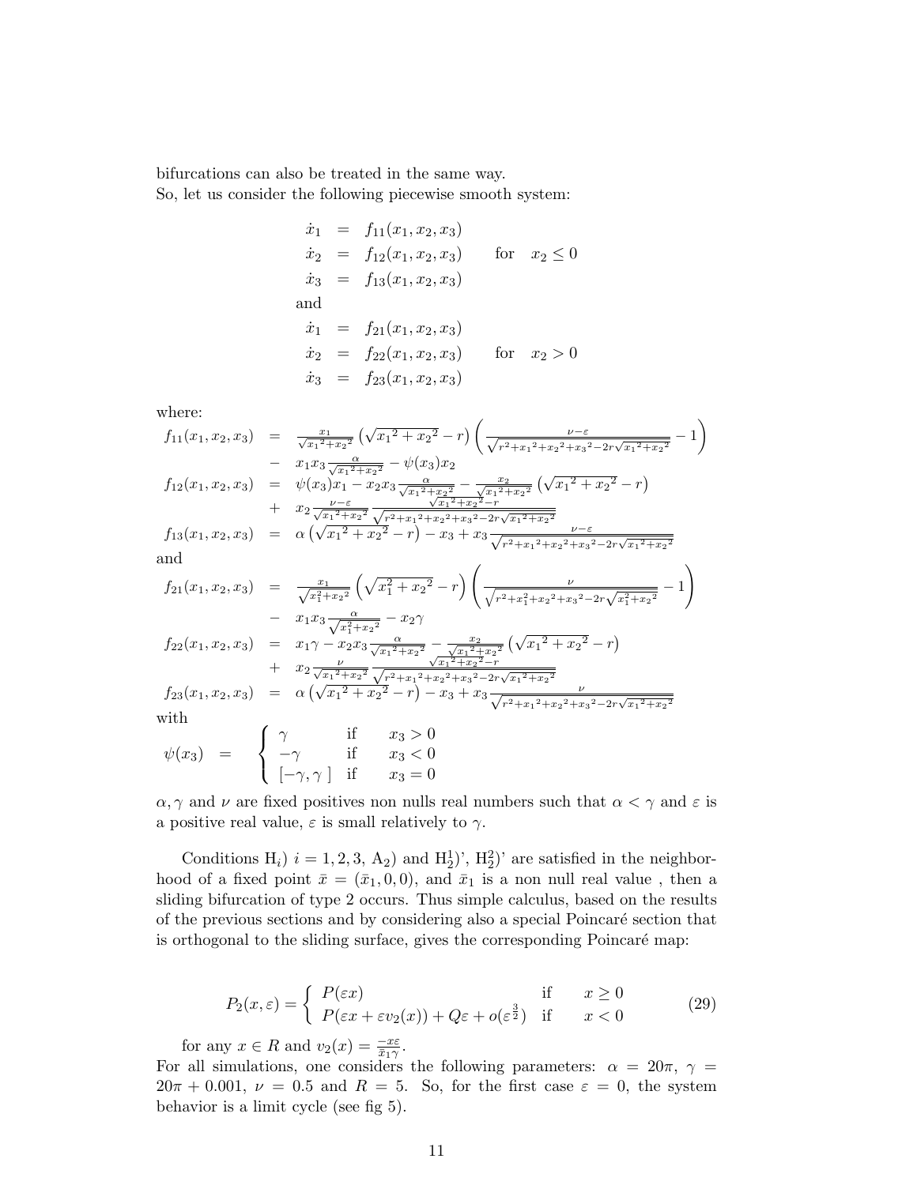bifurcations can also be treated in the same way.
So, let us consider the following piecewise smooth system:

$$
\begin{array}{rcll}
\dot{x}_1 & = & f_{11}(x_1, x_2, x_3) & \\
\dot{x}_2 & = & f_{12}(x_1, x_2, x_3) & \quad \text{for} \quad x_2 \leq 0 \\
\dot{x}_3 & = & f_{13}(x_1, x_2, x_3) & \\
\text{and} & & & \\
\dot{x}_1 & = & f_{21}(x_1, x_2, x_3) & \\
\dot{x}_2 & = & f_{22}(x_1, x_2, x_3) & \quad \text{for} \quad x_2 > 0 \\
\dot{x}_3 & = & f_{23}(x_1, x_2, x_3) &
\end{array}
$$

where:

$$
\begin{array}{rcl}
f_{11}(x_1, x_2, x_3) & = & \frac{x_1}{\sqrt{{x_1}^2+{x_2}^2}}\left(\sqrt{{x_1}^2+{x_2}^2}-r\right)\left(\frac{\nu-\varepsilon}{\sqrt{r^2+{x_1}^2+{x_2}^2+{x_3}^2-2r\sqrt{{x_1}^2+{x_2}^2}}}-1\right) \\
& - & x_1 x_3 \frac{\alpha}{\sqrt{{x_1}^2+{x_2}^2}} - \psi(x_3) x_2 \\
f_{12}(x_1, x_2, x_3) & = & \psi(x_3) x_1 - x_2 x_3 \frac{\alpha}{\sqrt{{x_1}^2+{x_2}^2}} - \frac{x_2}{\sqrt{{x_1}^2+{x_2}^2}}\left(\sqrt{{x_1}^2+{x_2}^2}-r\right) \\
& + & x_2 \frac{\nu-\varepsilon}{\sqrt{{x_1}^2+{x_2}^2}} \frac{\sqrt{{x_1}^2+{x_2}^2}-r}{\sqrt{r^2+{x_1}^2+{x_2}^2+{x_3}^2-2r\sqrt{{x_1}^2+{x_2}^2}}} \\
f_{13}(x_1, x_2, x_3) & = & \alpha\left(\sqrt{{x_1}^2+{x_2}^2}-r\right) - x_3 + x_3 \frac{\nu-\varepsilon}{\sqrt{r^2+{x_1}^2+{x_2}^2+{x_3}^2-2r\sqrt{{x_1}^2+{x_2}^2}}}
\end{array}
$$

and

$$
\begin{array}{rcl}
f_{21}(x_1, x_2, x_3) & = & \frac{x_1}{\sqrt{x_1^2+{x_2}^2}}\left(\sqrt{x_1^2+{x_2}^2}-r\right)\left(\frac{\nu}{\sqrt{r^2+x_1^2+{x_2}^2+{x_3}^2-2r\sqrt{x_1^2+{x_2}^2}}}-1\right) \\
& - & x_1 x_3 \frac{\alpha}{\sqrt{x_1^2+{x_2}^2}} - x_2 \gamma \\
f_{22}(x_1, x_2, x_3) & = & x_1 \gamma - x_2 x_3 \frac{\alpha}{\sqrt{{x_1}^2+{x_2}^2}} - \frac{x_2}{\sqrt{{x_1}^2+{x_2}^2}}\left(\sqrt{{x_1}^2+{x_2}^2}-r\right) \\
& + & x_2 \frac{\nu}{\sqrt{{x_1}^2+{x_2}^2}} \frac{\sqrt{{x_1}^2+{x_2}^2}-r}{\sqrt{r^2+{x_1}^2+{x_2}^2+{x_3}^2-2r\sqrt{{x_1}^2+{x_2}^2}}} \\
f_{23}(x_1, x_2, x_3) & = & \alpha\left(\sqrt{{x_1}^2+{x_2}^2}-r\right) - x_3 + x_3 \frac{\nu}{\sqrt{r^2+{x_1}^2+{x_2}^2+{x_3}^2-2r\sqrt{{x_1}^2+{x_2}^2}}}
\end{array}
$$

with

$$
\psi(x_3) = \begin{cases} \gamma & \text{if} \quad x_3 > 0 \\ -\gamma & \text{if} \quad x_3 < 0 \\ [-\gamma, \gamma\,] & \text{if} \quad x_3 = 0 \end{cases}
$$

$\alpha, \gamma$ and $\nu$ are fixed positives non nulls real numbers such that $\alpha < \gamma$ and $\varepsilon$ is a positive real value, $\varepsilon$ is small relatively to $\gamma$.

Conditions H$_i$) $i = 1, 2, 3$, A$_2$) and H$_2^1$)', H$_2^2$)' are satisfied in the neighborhood of a fixed point $\bar{x} = (\bar{x}_1, 0, 0)$, and $\bar{x}_1$ is a non null real value , then a sliding bifurcation of type 2 occurs. Thus simple calculus, based on the results of the previous sections and by considering also a special Poincaré section that is orthogonal to the sliding surface, gives the corresponding Poincaré map:

$$
P_2(x, \varepsilon) = \begin{cases} P(\varepsilon x) & \text{if} \quad x \geq 0 \\ P(\varepsilon x + \varepsilon v_2(x)) + Q\varepsilon + o(\varepsilon^{\frac{3}{2}}) & \text{if} \quad x < 0 \end{cases} \tag{29}
$$

for any $x \in R$ and $v_2(x) = \frac{-x\varepsilon}{\bar{x}_1 \gamma}$.

For all simulations, one considers the following parameters: $\alpha = 20\pi$, $\gamma = 20\pi + 0.001$, $\nu = 0.5$ and $R = 5$. So, for the first case $\varepsilon = 0$, the system behavior is a limit cycle (see fig 5).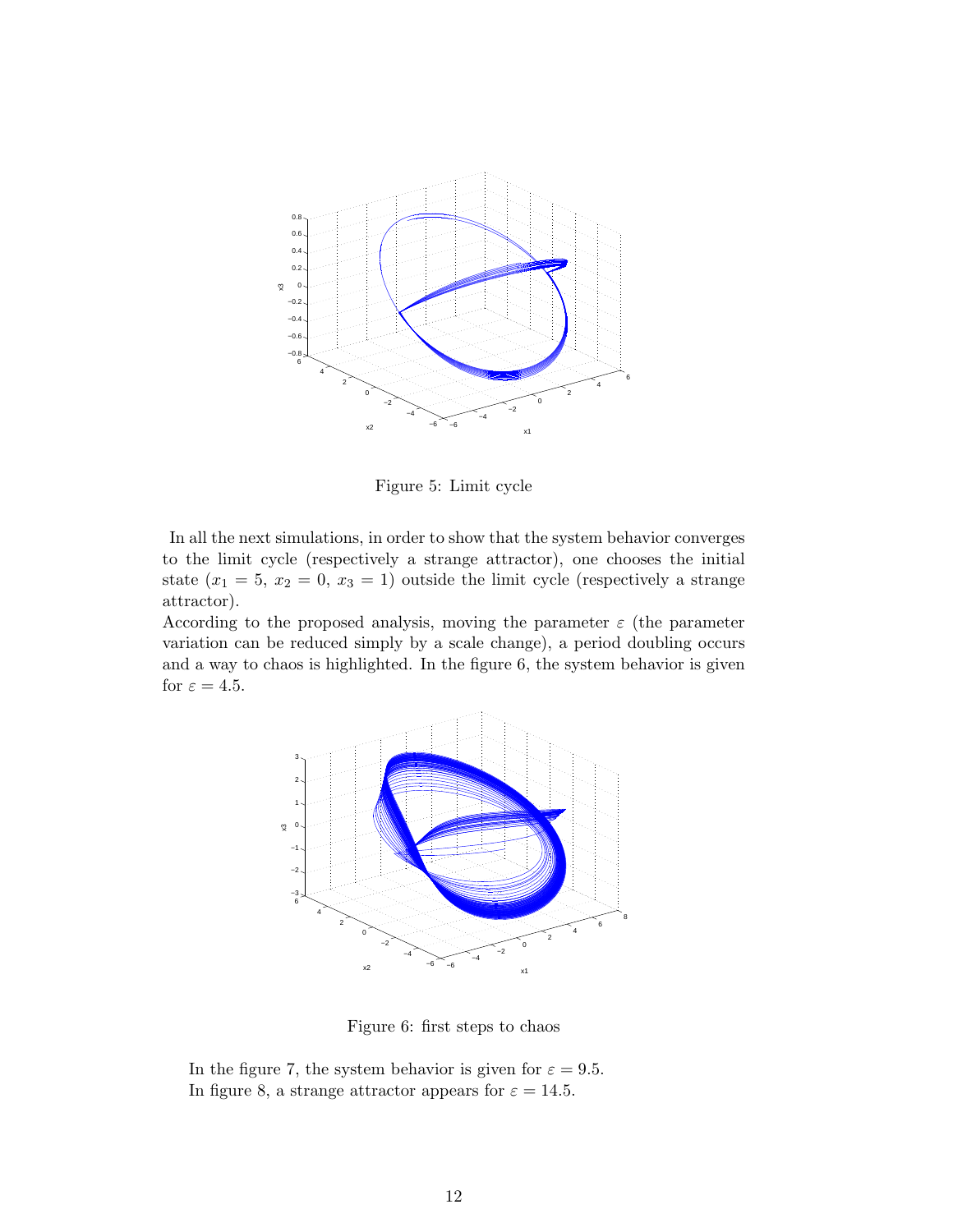Figure 5: Limit cycle

In all the next simulations, in order to show that the system behavior converges to the limit cycle (respectively a strange attractor), one chooses the initial state ($x_1 = 5$, $x_2 = 0$, $x_3 = 1$) outside the limit cycle (respectively a strange attractor).
According to the proposed analysis, moving the parameter $\varepsilon$ (the parameter variation can be reduced simply by a scale change), a period doubling occurs and a way to chaos is highlighted. In the figure 6, the system behavior is given for $\varepsilon = 4.5$.

Figure 6: first steps to chaos

In the figure 7, the system behavior is given for $\varepsilon = 9.5$.
In figure 8, a strange attractor appears for $\varepsilon = 14.5$.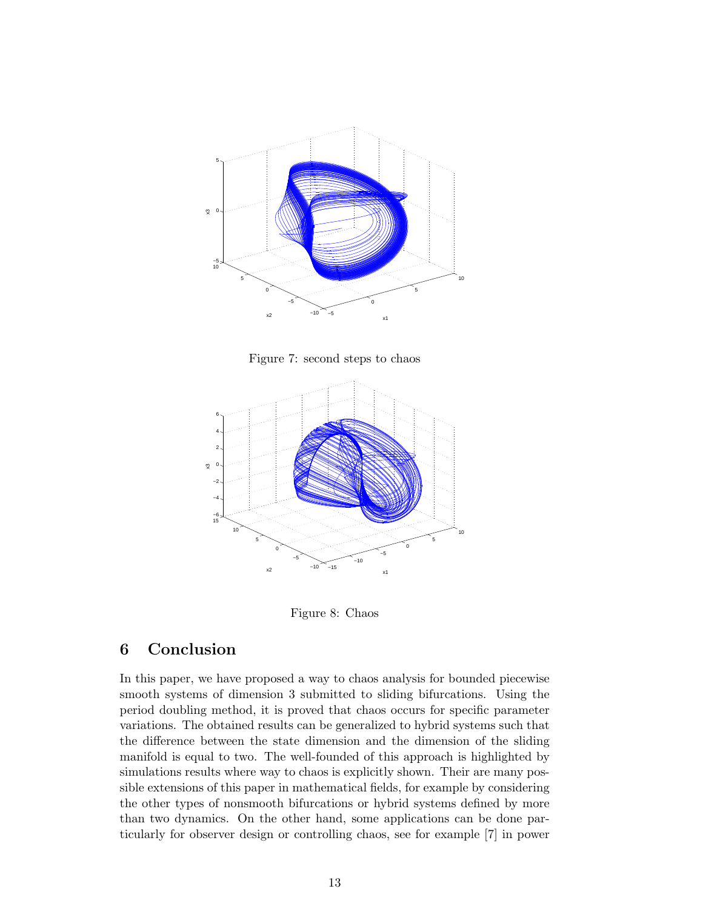Figure 7: second steps to chaos

Figure 8: Chaos

## 6 Conclusion

In this paper, we have proposed a way to chaos analysis for bounded piecewise smooth systems of dimension 3 submitted to sliding bifurcations. Using the period doubling method, it is proved that chaos occurs for specific parameter variations. The obtained results can be generalized to hybrid systems such that the difference between the state dimension and the dimension of the sliding manifold is equal to two. The well-founded of this approach is highlighted by simulations results where way to chaos is explicitly shown. Their are many possible extensions of this paper in mathematical fields, for example by considering the other types of nonsmooth bifurcations or hybrid systems defined by more than two dynamics. On the other hand, some applications can be done particularly for observer design or controlling chaos, see for example [7] in power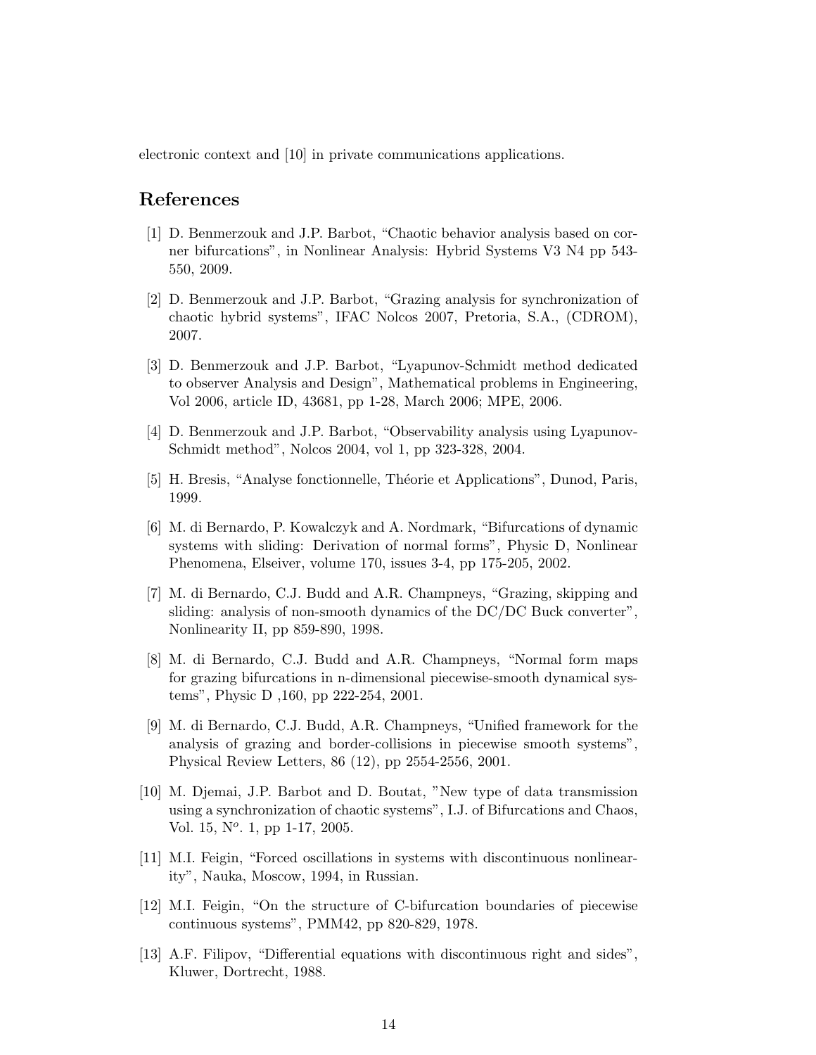electronic context and [10] in private communications applications.

## References

[1] D. Benmerzouk and J.P. Barbot, "Chaotic behavior analysis based on corner bifurcations", in Nonlinear Analysis: Hybrid Systems V3 N4 pp 543-550, 2009.

[2] D. Benmerzouk and J.P. Barbot, "Grazing analysis for synchronization of chaotic hybrid systems", IFAC Nolcos 2007, Pretoria, S.A., (CDROM), 2007.

[3] D. Benmerzouk and J.P. Barbot, "Lyapunov-Schmidt method dedicated to observer Analysis and Design", Mathematical problems in Engineering, Vol 2006, article ID, 43681, pp 1-28, March 2006; MPE, 2006.

[4] D. Benmerzouk and J.P. Barbot, "Observability analysis using Lyapunov-Schmidt method", Nolcos 2004, vol 1, pp 323-328, 2004.

[5] H. Bresis, "Analyse fonctionnelle, Théorie et Applications", Dunod, Paris, 1999.

[6] M. di Bernardo, P. Kowalczyk and A. Nordmark, "Bifurcations of dynamic systems with sliding: Derivation of normal forms", Physic D, Nonlinear Phenomena, Elseiver, volume 170, issues 3-4, pp 175-205, 2002.

[7] M. di Bernardo, C.J. Budd and A.R. Champneys, "Grazing, skipping and sliding: analysis of non-smooth dynamics of the DC/DC Buck converter", Nonlinearity II, pp 859-890, 1998.

[8] M. di Bernardo, C.J. Budd and A.R. Champneys, "Normal form maps for grazing bifurcations in n-dimensional piecewise-smooth dynamical systems", Physic D ,160, pp 222-254, 2001.

[9] M. di Bernardo, C.J. Budd, A.R. Champneys, "Unified framework for the analysis of grazing and border-collisions in piecewise smooth systems", Physical Review Letters, 86 (12), pp 2554-2556, 2001.

[10] M. Djemai, J.P. Barbot and D. Boutat, "New type of data transmission using a synchronization of chaotic systems", I.J. of Bifurcations and Chaos, Vol. 15, N$^o$. 1, pp 1-17, 2005.

[11] M.I. Feigin, "Forced oscillations in systems with discontinuous nonlinearity", Nauka, Moscow, 1994, in Russian.

[12] M.I. Feigin, "On the structure of C-bifurcation boundaries of piecewise continuous systems", PMM42, pp 820-829, 1978.

[13] A.F. Filipov, "Differential equations with discontinuous right and sides", Kluwer, Dortrecht, 1988.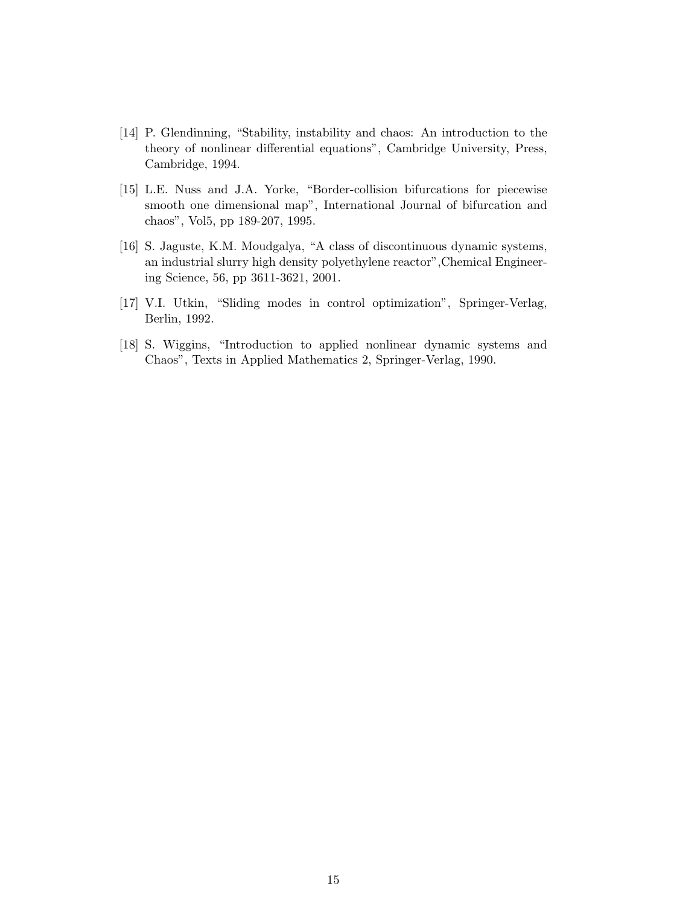[14] P. Glendinning, "Stability, instability and chaos: An introduction to the theory of nonlinear differential equations", Cambridge University, Press, Cambridge, 1994.

[15] L.E. Nuss and J.A. Yorke, "Border-collision bifurcations for piecewise smooth one dimensional map", International Journal of bifurcation and chaos", Vol5, pp 189-207, 1995.

[16] S. Jaguste, K.M. Moudgalya, "A class of discontinuous dynamic systems, an industrial slurry high density polyethylene reactor",Chemical Engineering Science, 56, pp 3611-3621, 2001.

[17] V.I. Utkin, "Sliding modes in control optimization", Springer-Verlag, Berlin, 1992.

[18] S. Wiggins, "Introduction to applied nonlinear dynamic systems and Chaos", Texts in Applied Mathematics 2, Springer-Verlag, 1990.